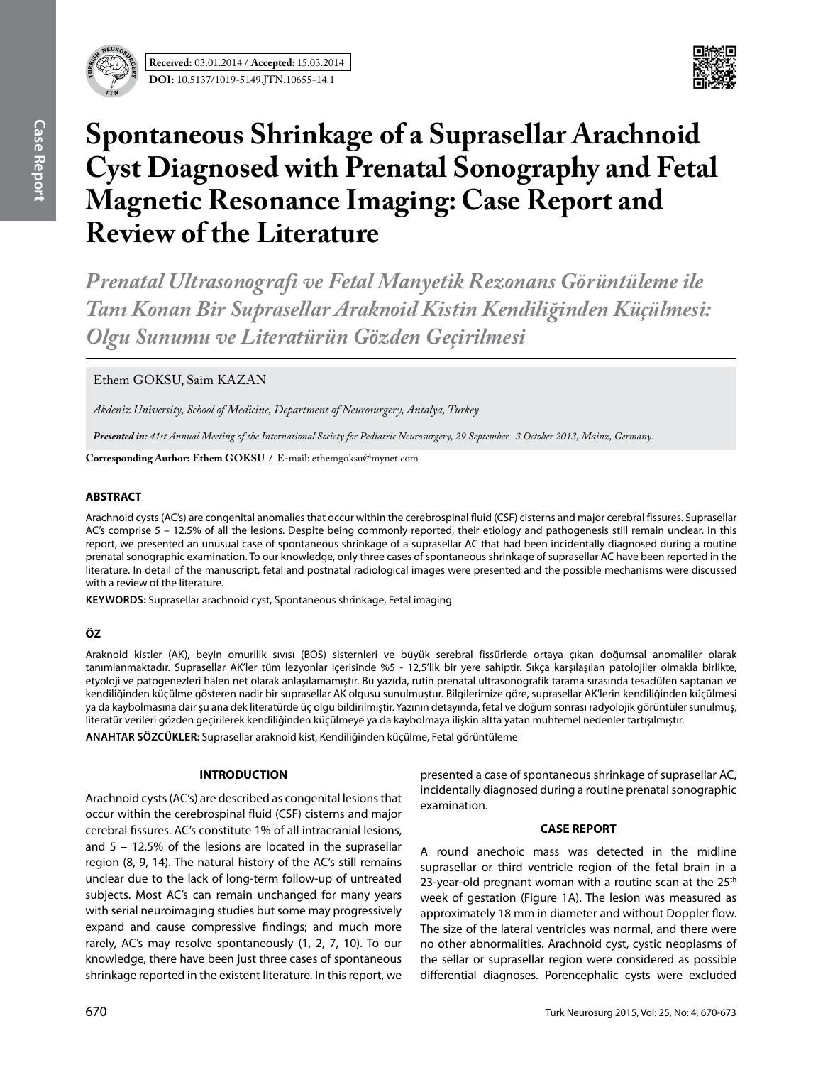Received: 03.01.2014 / Accepted: 15.03.2014

DOI: 10.5137/1019-5149.JTN.10655-14.1

# Spontaneous Shrinkage of a Suprasellar Arachnoid Cyst Diagnosed with Prenatal Sonography and Fetal Magnetic Resonance Imaging: Case Report and Review of the Literature

## *Prenatal Ultrasonografi ve Fetal Manyetik Rezonans Görüntüleme ile Tanı Konan Bir Suprasellar Araknoid Kistin Kendiliğinden Küçülmesi: Olgu Sunumu ve Literatürün Gözden Geçirilmesi*

Ethem GOKSU, Saim KAZAN

*Akdeniz University, School of Medicine, Department of Neurosurgery, Antalya, Turkey*

***Presented in:** 41st Annual Meeting of the International Society for Pediatric Neurosurgery, 29 September –3 October 2013, Mainz, Germany.*

**Corresponding Author: Ethem GOKSU /** E-mail: ethemgoksu@mynet.com

### ABSTRACT

Arachnoid cysts (AC's) are congenital anomalies that occur within the cerebrospinal fluid (CSF) cisterns and major cerebral fissures. Suprasellar AC's comprise 5 – 12.5% of all the lesions. Despite being commonly reported, their etiology and pathogenesis still remain unclear. In this report, we presented an unusual case of spontaneous shrinkage of a suprasellar AC that had been incidentally diagnosed during a routine prenatal sonographic examination. To our knowledge, only three cases of spontaneous shrinkage of suprasellar AC have been reported in the literature. In detail of the manuscript, fetal and postnatal radiological images were presented and the possible mechanisms were discussed with a review of the literature.

**KEYWORDS:** Suprasellar arachnoid cyst, Spontaneous shrinkage, Fetal imaging

### ÖZ

Araknoid kistler (AK), beyin omurilik sıvısı (BOS) sisternleri ve büyük serebral fissürlerde ortaya çıkan doğumsal anomaliler olarak tanımlanmaktadır. Suprasellar AK'ler tüm lezyonlar içerisinde %5 - 12,5'lik bir yere sahiptir. Sıkça karşılaşılan patolojiler olmakla birlikte, etyoloji ve patogenezleri halen net olarak anlaşılamamıştır. Bu yazıda, rutin prenatal ultrasonografik tarama sırasında tesadüfen saptanan ve kendiliğinden küçülme gösteren nadir bir suprasellar AK olgusu sunulmuştur. Bilgilerimize göre, suprasellar AK'lerin kendiliğinden küçülmesi ya da kaybolmasına dair şu ana dek literatürde üç olgu bildirilmiştir. Yazının detayında, fetal ve doğum sonrası radyolojik görüntüler sunulmuş, literatür verileri gözden geçirilerek kendiliğinden küçülmeye ya da kaybolmaya ilişkin altta yatan muhtemel nedenler tartışılmıştır.

**ANAHTAR SÖZCÜKLER:** Suprasellar araknoid kist, Kendiliğinden küçülme, Fetal görüntüleme

### INTRODUCTION

Arachnoid cysts (AC's) are described as congenital lesions that occur within the cerebrospinal fluid (CSF) cisterns and major cerebral fissures. AC's constitute 1% of all intracranial lesions, and 5 – 12.5% of the lesions are located in the suprasellar region (8, 9, 14). The natural history of the AC's still remains unclear due to the lack of long-term follow-up of untreated subjects. Most AC's can remain unchanged for many years with serial neuroimaging studies but some may progressively expand and cause compressive findings; and much more rarely, AC's may resolve spontaneously (1, 2, 7, 10). To our knowledge, there have been just three cases of spontaneous shrinkage reported in the existent literature. In this report, we presented a case of spontaneous shrinkage of suprasellar AC, incidentally diagnosed during a routine prenatal sonographic examination.

### CASE REPORT

A round anechoic mass was detected in the midline suprasellar or third ventricle region of the fetal brain in a 23-year-old pregnant woman with a routine scan at the 25th week of gestation (Figure 1A). The lesion was measured as approximately 18 mm in diameter and without Doppler flow. The size of the lateral ventricles was normal, and there were no other abnormalities. Arachnoid cyst, cystic neoplasms of the sellar or suprasellar region were considered as possible differential diagnoses. Porencephalic cysts were excluded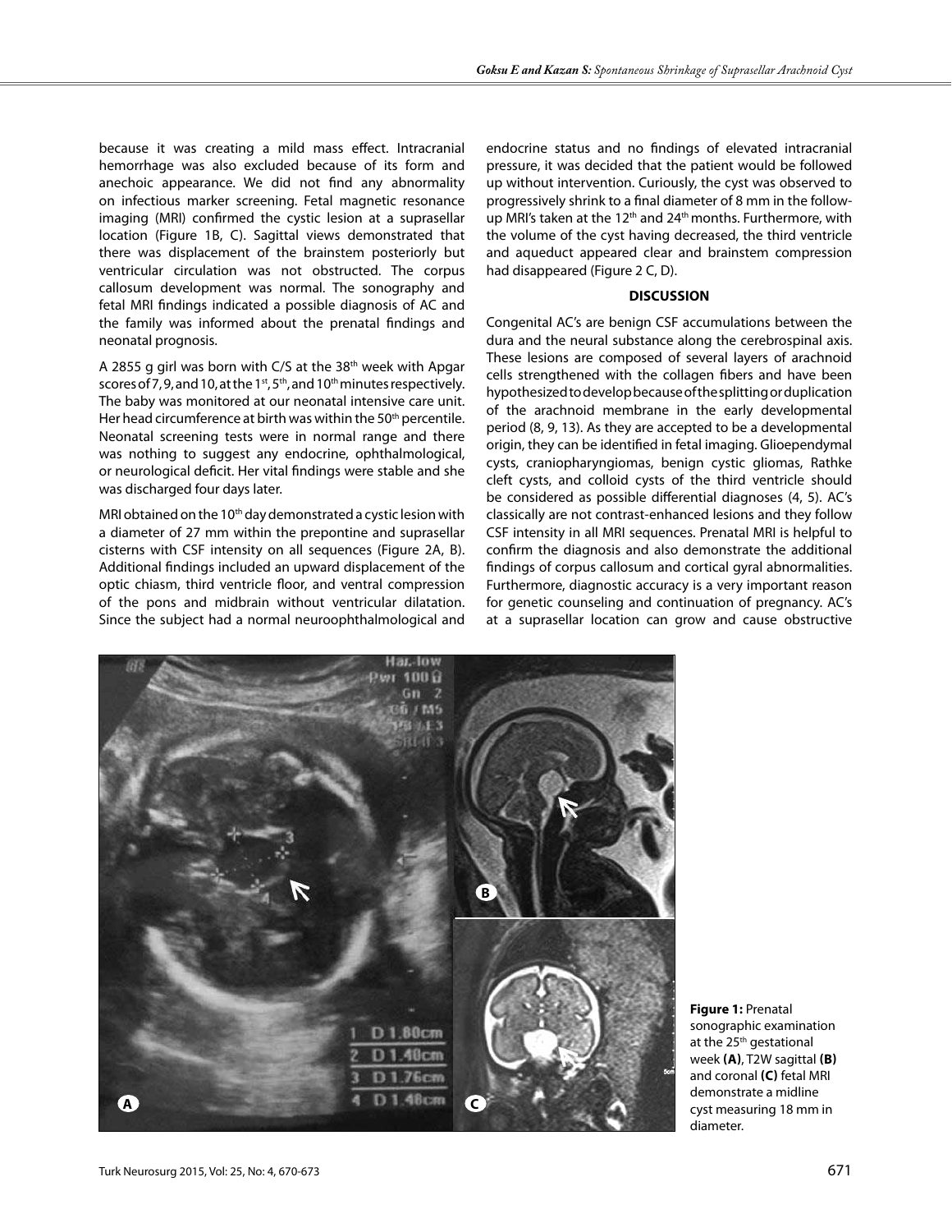because it was creating a mild mass effect. Intracranial hemorrhage was also excluded because of its form and anechoic appearance. We did not find any abnormality on infectious marker screening. Fetal magnetic resonance imaging (MRI) confirmed the cystic lesion at a suprasellar location (Figure 1B, C). Sagittal views demonstrated that there was displacement of the brainstem posteriorly but ventricular circulation was not obstructed. The corpus callosum development was normal. The sonography and fetal MRI findings indicated a possible diagnosis of AC and the family was informed about the prenatal findings and neonatal prognosis.

A 2855 g girl was born with C/S at the 38th week with Apgar scores of 7, 9, and 10, at the 1st, 5th, and 10th minutes respectively. The baby was monitored at our neonatal intensive care unit. Her head circumference at birth was within the 50th percentile. Neonatal screening tests were in normal range and there was nothing to suggest any endocrine, ophthalmological, or neurological deficit. Her vital findings were stable and she was discharged four days later.

MRI obtained on the 10th day demonstrated a cystic lesion with a diameter of 27 mm within the prepontine and suprasellar cisterns with CSF intensity on all sequences (Figure 2A, B). Additional findings included an upward displacement of the optic chiasm, third ventricle floor, and ventral compression of the pons and midbrain without ventricular dilatation. Since the subject had a normal neuroophthalmological and endocrine status and no findings of elevated intracranial pressure, it was decided that the patient would be followed up without intervention. Curiously, the cyst was observed to progressively shrink to a final diameter of 8 mm in the follow-up MRI's taken at the 12th and 24th months. Furthermore, with the volume of the cyst having decreased, the third ventricle and aqueduct appeared clear and brainstem compression had disappeared (Figure 2 C, D).

## DISCUSSION

Congenital AC's are benign CSF accumulations between the dura and the neural substance along the cerebrospinal axis. These lesions are composed of several layers of arachnoid cells strengthened with the collagen fibers and have been hypothesized to develop because of the splitting or duplication of the arachnoid membrane in the early developmental period (8, 9, 13). As they are accepted to be a developmental origin, they can be identified in fetal imaging. Glioependymal cysts, craniopharyngiomas, benign cystic gliomas, Rathke cleft cysts, and colloid cysts of the third ventricle should be considered as possible differential diagnoses (4, 5). AC's classically are not contrast-enhanced lesions and they follow CSF intensity in all MRI sequences. Prenatal MRI is helpful to confirm the diagnosis and also demonstrate the additional findings of corpus callosum and cortical gyral abnormalities. Furthermore, diagnostic accuracy is a very important reason for genetic counseling and continuation of pregnancy. AC's at a suprasellar location can grow and cause obstructive

**Figure 1:** Prenatal sonographic examination at the 25th gestational week **(A)**, T2W sagittal **(B)** and coronal **(C)** fetal MRI demonstrate a midline cyst measuring 18 mm in diameter.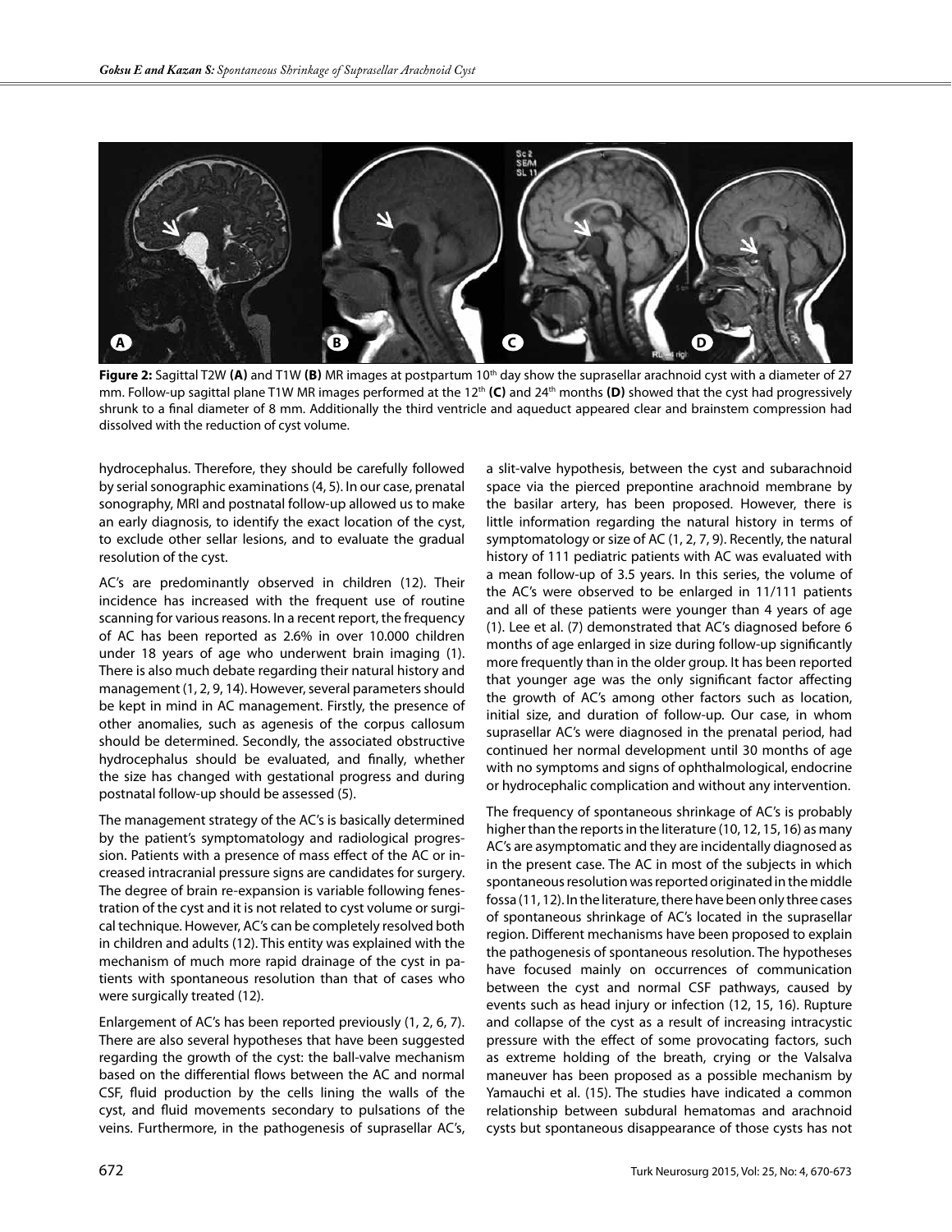**Figure 2:** Sagittal T2W **(A)** and T1W **(B)** MR images at postpartum 10th day show the suprasellar arachnoid cyst with a diameter of 27 mm. Follow-up sagittal plane T1W MR images performed at the 12th **(C)** and 24th months **(D)** showed that the cyst had progressively shrunk to a final diameter of 8 mm. Additionally the third ventricle and aqueduct appeared clear and brainstem compression had dissolved with the reduction of cyst volume.

hydrocephalus. Therefore, they should be carefully followed by serial sonographic examinations (4, 5). In our case, prenatal sonography, MRI and postnatal follow-up allowed us to make an early diagnosis, to identify the exact location of the cyst, to exclude other sellar lesions, and to evaluate the gradual resolution of the cyst.

AC's are predominantly observed in children (12). Their incidence has increased with the frequent use of routine scanning for various reasons. In a recent report, the frequency of AC has been reported as 2.6% in over 10.000 children under 18 years of age who underwent brain imaging (1). There is also much debate regarding their natural history and management (1, 2, 9, 14). However, several parameters should be kept in mind in AC management. Firstly, the presence of other anomalies, such as agenesis of the corpus callosum should be determined. Secondly, the associated obstructive hydrocephalus should be evaluated, and finally, whether the size has changed with gestational progress and during postnatal follow-up should be assessed (5).

The management strategy of the AC's is basically determined by the patient's symptomatology and radiological progression. Patients with a presence of mass effect of the AC or increased intracranial pressure signs are candidates for surgery. The degree of brain re-expansion is variable following fenestration of the cyst and it is not related to cyst volume or surgical technique. However, AC's can be completely resolved both in children and adults (12). This entity was explained with the mechanism of much more rapid drainage of the cyst in patients with spontaneous resolution than that of cases who were surgically treated (12).

Enlargement of AC's has been reported previously (1, 2, 6, 7). There are also several hypotheses that have been suggested regarding the growth of the cyst: the ball-valve mechanism based on the differential flows between the AC and normal CSF, fluid production by the cells lining the walls of the cyst, and fluid movements secondary to pulsations of the veins. Furthermore, in the pathogenesis of suprasellar AC's, a slit-valve hypothesis, between the cyst and subarachnoid space via the pierced prepontine arachnoid membrane by the basilar artery, has been proposed. However, there is little information regarding the natural history in terms of symptomatology or size of AC (1, 2, 7, 9). Recently, the natural history of 111 pediatric patients with AC was evaluated with a mean follow-up of 3.5 years. In this series, the volume of the AC's were observed to be enlarged in 11/111 patients and all of these patients were younger than 4 years of age (1). Lee et al. (7) demonstrated that AC's diagnosed before 6 months of age enlarged in size during follow-up significantly more frequently than in the older group. It has been reported that younger age was the only significant factor affecting the growth of AC's among other factors such as location, initial size, and duration of follow-up. Our case, in whom suprasellar AC's were diagnosed in the prenatal period, had continued her normal development until 30 months of age with no symptoms and signs of ophthalmological, endocrine or hydrocephalic complication and without any intervention.

The frequency of spontaneous shrinkage of AC's is probably higher than the reports in the literature (10, 12, 15, 16) as many AC's are asymptomatic and they are incidentally diagnosed as in the present case. The AC in most of the subjects in which spontaneous resolution was reported originated in the middle fossa (11, 12). In the literature, there have been only three cases of spontaneous shrinkage of AC's located in the suprasellar region. Different mechanisms have been proposed to explain the pathogenesis of spontaneous resolution. The hypotheses have focused mainly on occurrences of communication between the cyst and normal CSF pathways, caused by events such as head injury or infection (12, 15, 16). Rupture and collapse of the cyst as a result of increasing intracystic pressure with the effect of some provocating factors, such as extreme holding of the breath, crying or the Valsalva maneuver has been proposed as a possible mechanism by Yamauchi et al. (15). The studies have indicated a common relationship between subdural hematomas and arachnoid cysts but spontaneous disappearance of those cysts has not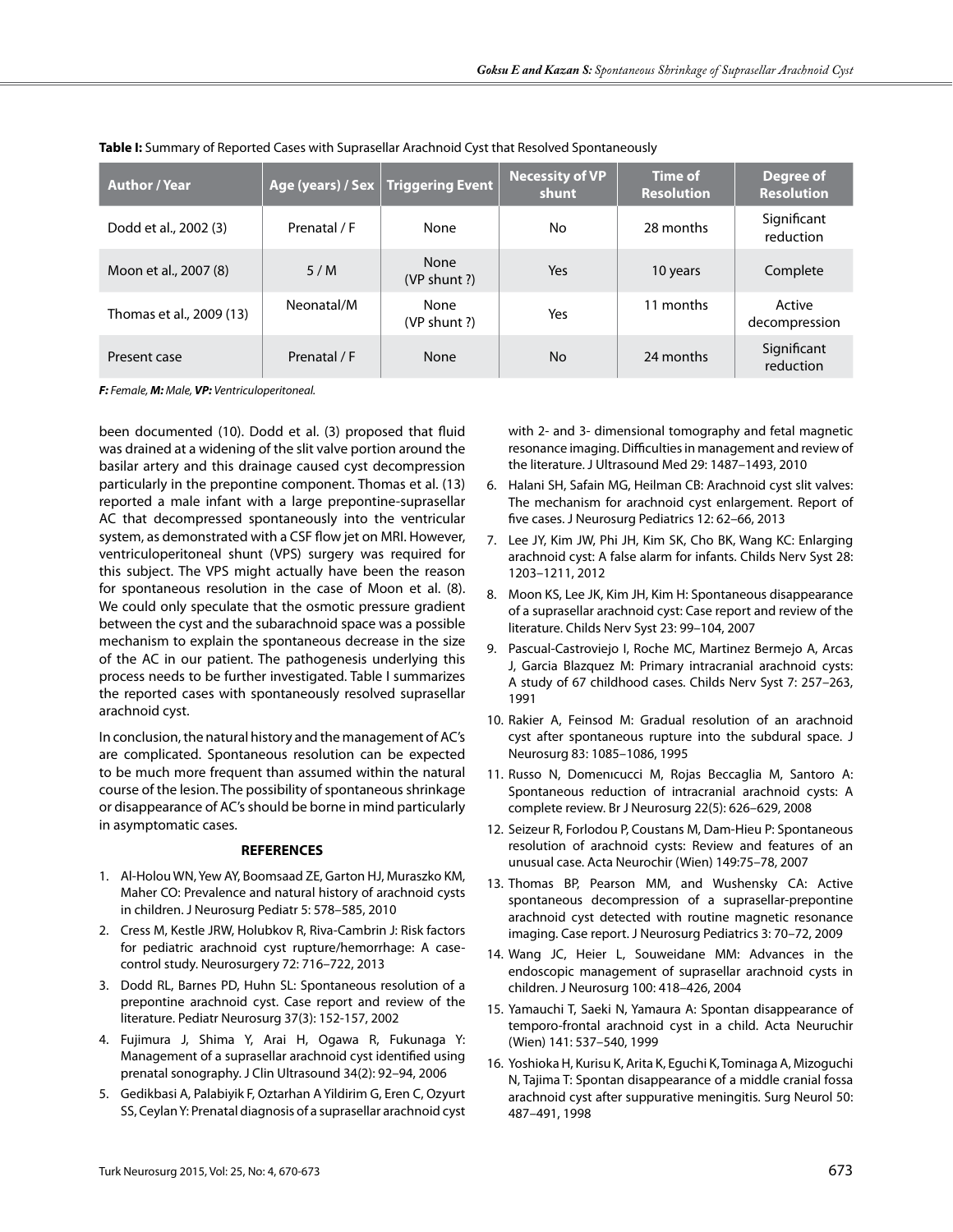**Table I:** Summary of Reported Cases with Suprasellar Arachnoid Cyst that Resolved Spontaneously

| Author / Year | Age (years) / Sex | Triggering Event | Necessity of VP shunt | Time of Resolution | Degree of Resolution |
|---|---|---|---|---|---|
| Dodd et al., 2002 (3) | Prenatal / F | None | No | 28 months | Significant reduction |
| Moon et al., 2007 (8) | 5 / M | None (VP shunt ?) | Yes | 10 years | Complete |
| Thomas et al., 2009 (13) | Neonatal/M | None (VP shunt ?) | Yes | 11 months | Active decompression |
| Present case | Prenatal / F | None | No | 24 months | Significant reduction |

***F:** Female, **M:** Male, **VP:** Ventriculoperitoneal.*

been documented (10). Dodd et al. (3) proposed that fluid was drained at a widening of the slit valve portion around the basilar artery and this drainage caused cyst decompression particularly in the prepontine component. Thomas et al. (13) reported a male infant with a large prepontine-suprasellar AC that decompressed spontaneously into the ventricular system, as demonstrated with a CSF flow jet on MRI. However, ventriculoperitoneal shunt (VPS) surgery was required for this subject. The VPS might actually have been the reason for spontaneous resolution in the case of Moon et al. (8). We could only speculate that the osmotic pressure gradient between the cyst and the subarachnoid space was a possible mechanism to explain the spontaneous decrease in the size of the AC in our patient. The pathogenesis underlying this process needs to be further investigated. Table I summarizes the reported cases with spontaneously resolved suprasellar arachnoid cyst.

In conclusion, the natural history and the management of AC's are complicated. Spontaneous resolution can be expected to be much more frequent than assumed within the natural course of the lesion. The possibility of spontaneous shrinkage or disappearance of AC's should be borne in mind particularly in asymptomatic cases.

## REFERENCES

1. Al-Holou WN, Yew AY, Boomsaad ZE, Garton HJ, Muraszko KM, Maher CO: Prevalence and natural history of arachnoid cysts in children. J Neurosurg Pediatr 5: 578–585, 2010
2. Cress M, Kestle JRW, Holubkov R, Riva-Cambrin J: Risk factors for pediatric arachnoid cyst rupture/hemorrhage: A case-control study. Neurosurgery 72: 716–722, 2013
3. Dodd RL, Barnes PD, Huhn SL: Spontaneous resolution of a prepontine arachnoid cyst. Case report and review of the literature. Pediatr Neurosurg 37(3): 152-157, 2002
4. Fujimura J, Shima Y, Arai H, Ogawa R, Fukunaga Y: Management of a suprasellar arachnoid cyst identified using prenatal sonography. J Clin Ultrasound 34(2): 92–94, 2006
5. Gedikbasi A, Palabiyik F, Oztarhan A Yildirim G, Eren C, Ozyurt SS, Ceylan Y: Prenatal diagnosis of a suprasellar arachnoid cyst with 2- and 3- dimensional tomography and fetal magnetic resonance imaging. Difficulties in management and review of the literature. J Ultrasound Med 29: 1487–1493, 2010
6. Halani SH, Safain MG, Heilman CB: Arachnoid cyst slit valves: The mechanism for arachnoid cyst enlargement. Report of five cases. J Neurosurg Pediatrics 12: 62–66, 2013
7. Lee JY, Kim JW, Phi JH, Kim SK, Cho BK, Wang KC: Enlarging arachnoid cyst: A false alarm for infants. Childs Nerv Syst 28: 1203–1211, 2012
8. Moon KS, Lee JK, Kim JH, Kim H: Spontaneous disappearance of a suprasellar arachnoid cyst: Case report and review of the literature. Childs Nerv Syst 23: 99–104, 2007
9. Pascual-Castroviejo I, Roche MC, Martinez Bermejo A, Arcas J, Garcia Blazquez M: Primary intracranial arachnoid cysts: A study of 67 childhood cases. Childs Nerv Syst 7: 257–263, 1991
10. Rakier A, Feinsod M: Gradual resolution of an arachnoid cyst after spontaneous rupture into the subdural space. J Neurosurg 83: 1085–1086, 1995
11. Russo N, Domenıcucci M, Rojas Beccaglia M, Santoro A: Spontaneous reduction of intracranial arachnoid cysts: A complete review. Br J Neurosurg 22(5): 626–629, 2008
12. Seizeur R, Forlodou P, Coustans M, Dam-Hieu P: Spontaneous resolution of arachnoid cysts: Review and features of an unusual case. Acta Neurochir (Wien) 149:75–78, 2007
13. Thomas BP, Pearson MM, and Wushensky CA: Active spontaneous decompression of a suprasellar-prepontine arachnoid cyst detected with routine magnetic resonance imaging. Case report. J Neurosurg Pediatrics 3: 70–72, 2009
14. Wang JC, Heier L, Souweidane MM: Advances in the endoscopic management of suprasellar arachnoid cysts in children. J Neurosurg 100: 418–426, 2004
15. Yamauchi T, Saeki N, Yamaura A: Spontan disappearance of temporo-frontal arachnoid cyst in a child. Acta Neuruchir (Wien) 141: 537–540, 1999
16. Yoshioka H, Kurisu K, Arita K, Eguchi K, Tominaga A, Mizoguchi N, Tajima T: Spontan disappearance of a middle cranial fossa arachnoid cyst after suppurative meningitis. Surg Neurol 50: 487–491, 1998